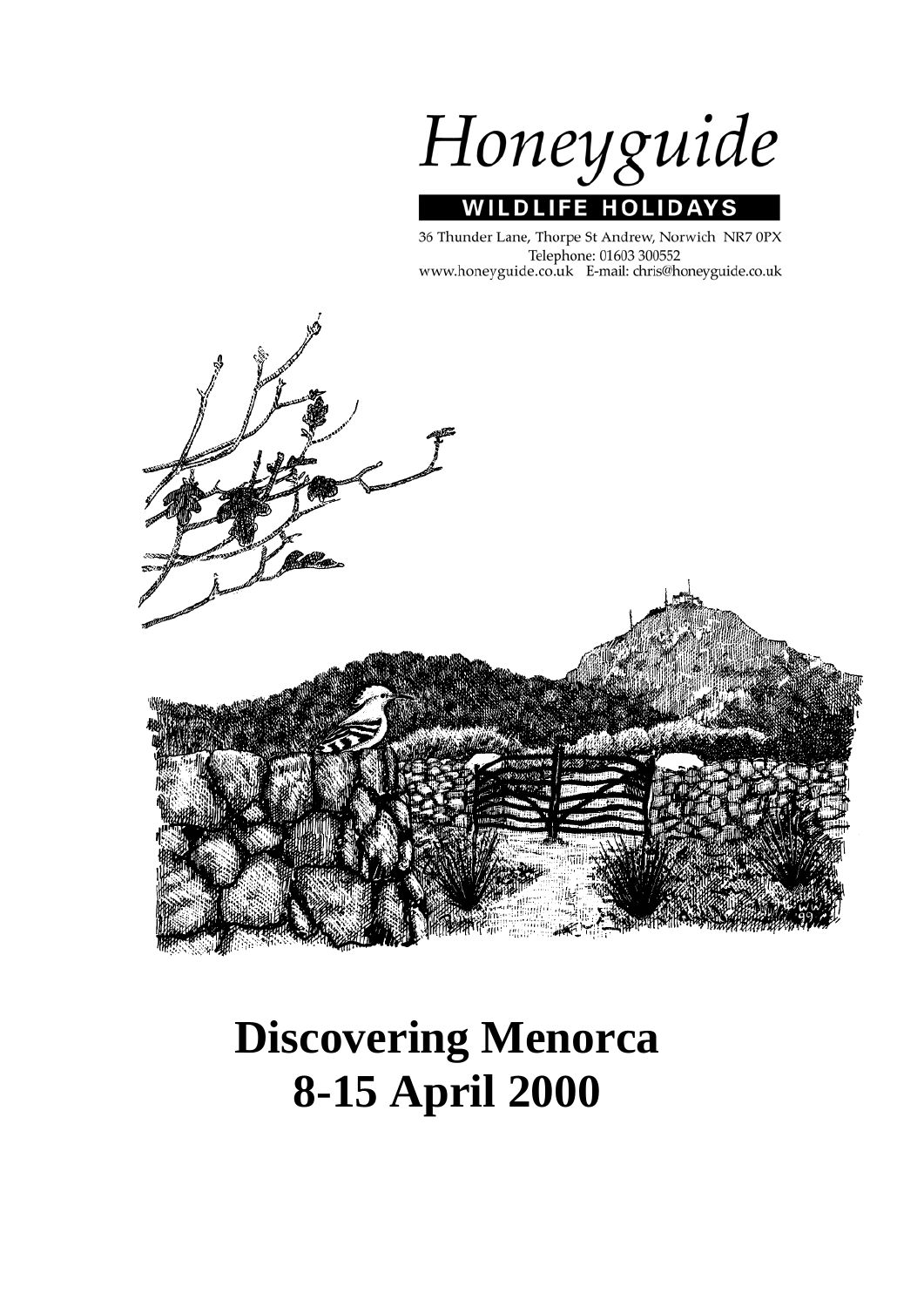# Honeyguide

**WILDLIFE HOLIDAYS**

36 Thunder Lane, Thorpe St Andrew, Norwich NR7 0PX
Telephone: 01603 300552
www.honeyguide.co.uk E-mail: chris@honeyguide.co.uk

# Discovering Menorca
# 8-15 April 2000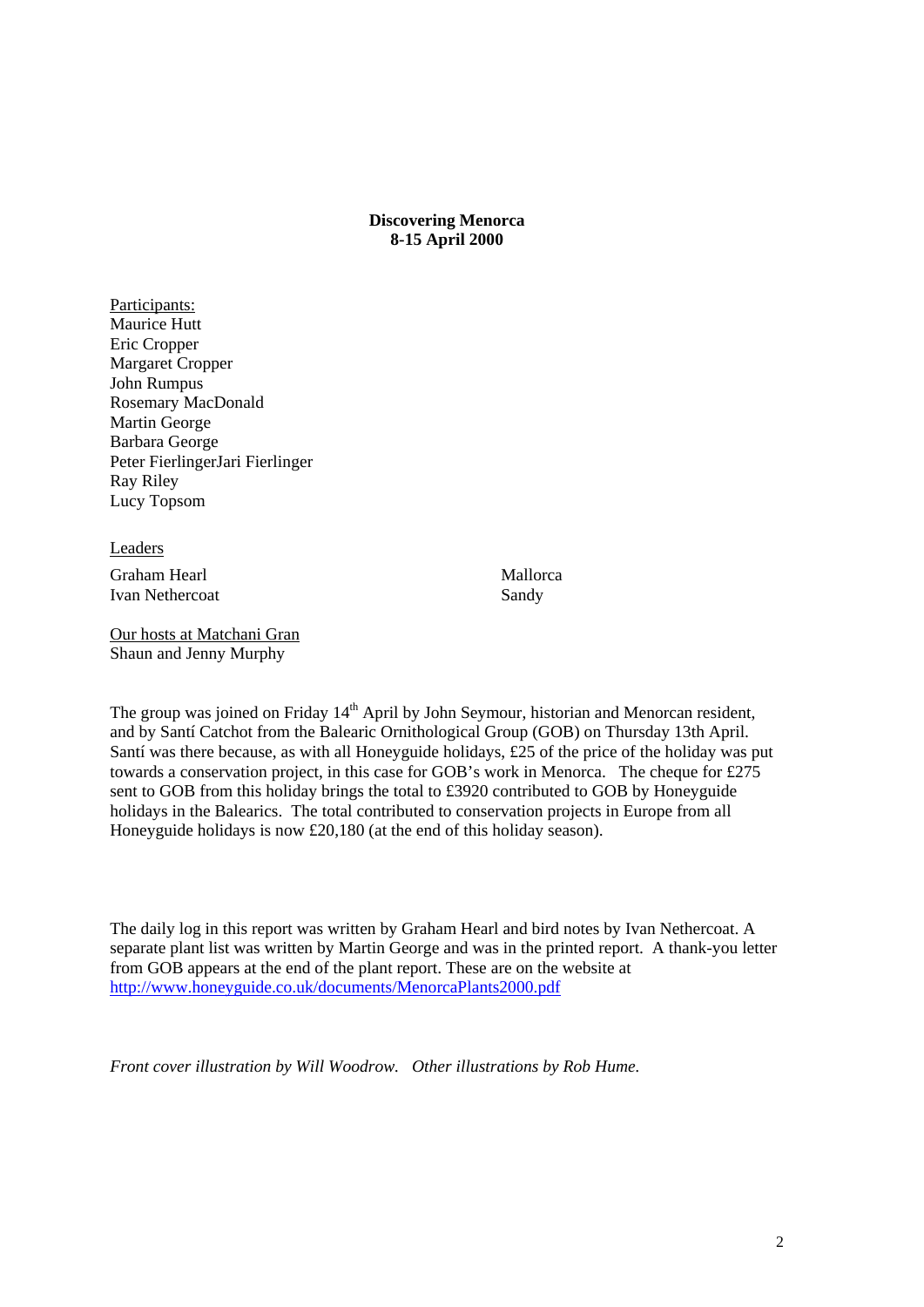**Discovering Menorca**
**8-15 April 2000**

Participants:
Maurice Hutt
Eric Cropper
Margaret Cropper
John Rumpus
Rosemary MacDonald
Martin George
Barbara George
Peter FierlingerJari Fierlinger
Ray Riley
Lucy Topsom

Leaders

Graham Hearl — Mallorca
Ivan Nethercoat — Sandy

Our hosts at Matchani Gran
Shaun and Jenny Murphy

The group was joined on Friday 14th April by John Seymour, historian and Menorcan resident, and by Santí Catchot from the Balearic Ornithological Group (GOB) on Thursday 13th April. Santí was there because, as with all Honeyguide holidays, £25 of the price of the holiday was put towards a conservation project, in this case for GOB's work in Menorca. The cheque for £275 sent to GOB from this holiday brings the total to £3920 contributed to GOB by Honeyguide holidays in the Balearics. The total contributed to conservation projects in Europe from all Honeyguide holidays is now £20,180 (at the end of this holiday season).

The daily log in this report was written by Graham Hearl and bird notes by Ivan Nethercoat. A separate plant list was written by Martin George and was in the printed report. A thank-you letter from GOB appears at the end of the plant report. These are on the website at http://www.honeyguide.co.uk/documents/MenorcaPlants2000.pdf

*Front cover illustration by Will Woodrow. Other illustrations by Rob Hume.*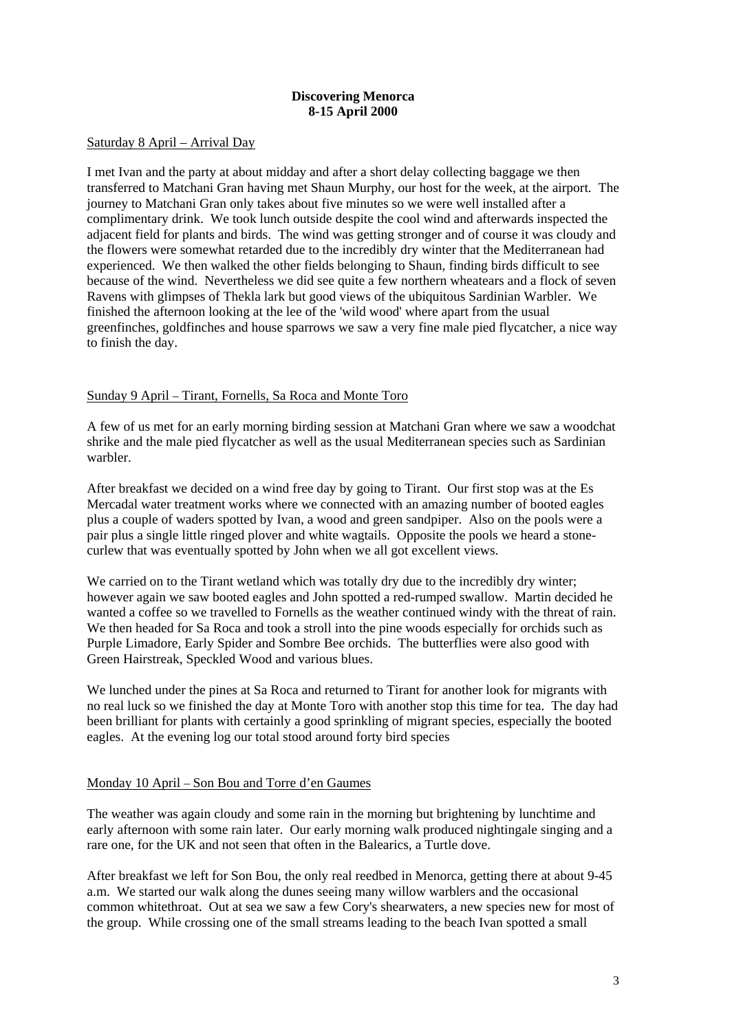**Discovering Menorca**
**8-15 April 2000**

Saturday 8 April – Arrival Day

I met Ivan and the party at about midday and after a short delay collecting baggage we then transferred to Matchani Gran having met Shaun Murphy, our host for the week, at the airport. The journey to Matchani Gran only takes about five minutes so we were well installed after a complimentary drink. We took lunch outside despite the cool wind and afterwards inspected the adjacent field for plants and birds. The wind was getting stronger and of course it was cloudy and the flowers were somewhat retarded due to the incredibly dry winter that the Mediterranean had experienced. We then walked the other fields belonging to Shaun, finding birds difficult to see because of the wind. Nevertheless we did see quite a few northern wheatears and a flock of seven Ravens with glimpses of Thekla lark but good views of the ubiquitous Sardinian Warbler. We finished the afternoon looking at the lee of the 'wild wood' where apart from the usual greenfinches, goldfinches and house sparrows we saw a very fine male pied flycatcher, a nice way to finish the day.

Sunday 9 April – Tirant, Fornells, Sa Roca and Monte Toro

A few of us met for an early morning birding session at Matchani Gran where we saw a woodchat shrike and the male pied flycatcher as well as the usual Mediterranean species such as Sardinian warbler.

After breakfast we decided on a wind free day by going to Tirant. Our first stop was at the Es Mercadal water treatment works where we connected with an amazing number of booted eagles plus a couple of waders spotted by Ivan, a wood and green sandpiper. Also on the pools were a pair plus a single little ringed plover and white wagtails. Opposite the pools we heard a stone-curlew that was eventually spotted by John when we all got excellent views.

We carried on to the Tirant wetland which was totally dry due to the incredibly dry winter; however again we saw booted eagles and John spotted a red-rumped swallow. Martin decided he wanted a coffee so we travelled to Fornells as the weather continued windy with the threat of rain. We then headed for Sa Roca and took a stroll into the pine woods especially for orchids such as Purple Limadore, Early Spider and Sombre Bee orchids. The butterflies were also good with Green Hairstreak, Speckled Wood and various blues.

We lunched under the pines at Sa Roca and returned to Tirant for another look for migrants with no real luck so we finished the day at Monte Toro with another stop this time for tea. The day had been brilliant for plants with certainly a good sprinkling of migrant species, especially the booted eagles. At the evening log our total stood around forty bird species

Monday 10 April – Son Bou and Torre d'en Gaumes

The weather was again cloudy and some rain in the morning but brightening by lunchtime and early afternoon with some rain later. Our early morning walk produced nightingale singing and a rare one, for the UK and not seen that often in the Balearics, a Turtle dove.

After breakfast we left for Son Bou, the only real reedbed in Menorca, getting there at about 9-45 a.m. We started our walk along the dunes seeing many willow warblers and the occasional common whitethroat. Out at sea we saw a few Cory's shearwaters, a new species new for most of the group. While crossing one of the small streams leading to the beach Ivan spotted a small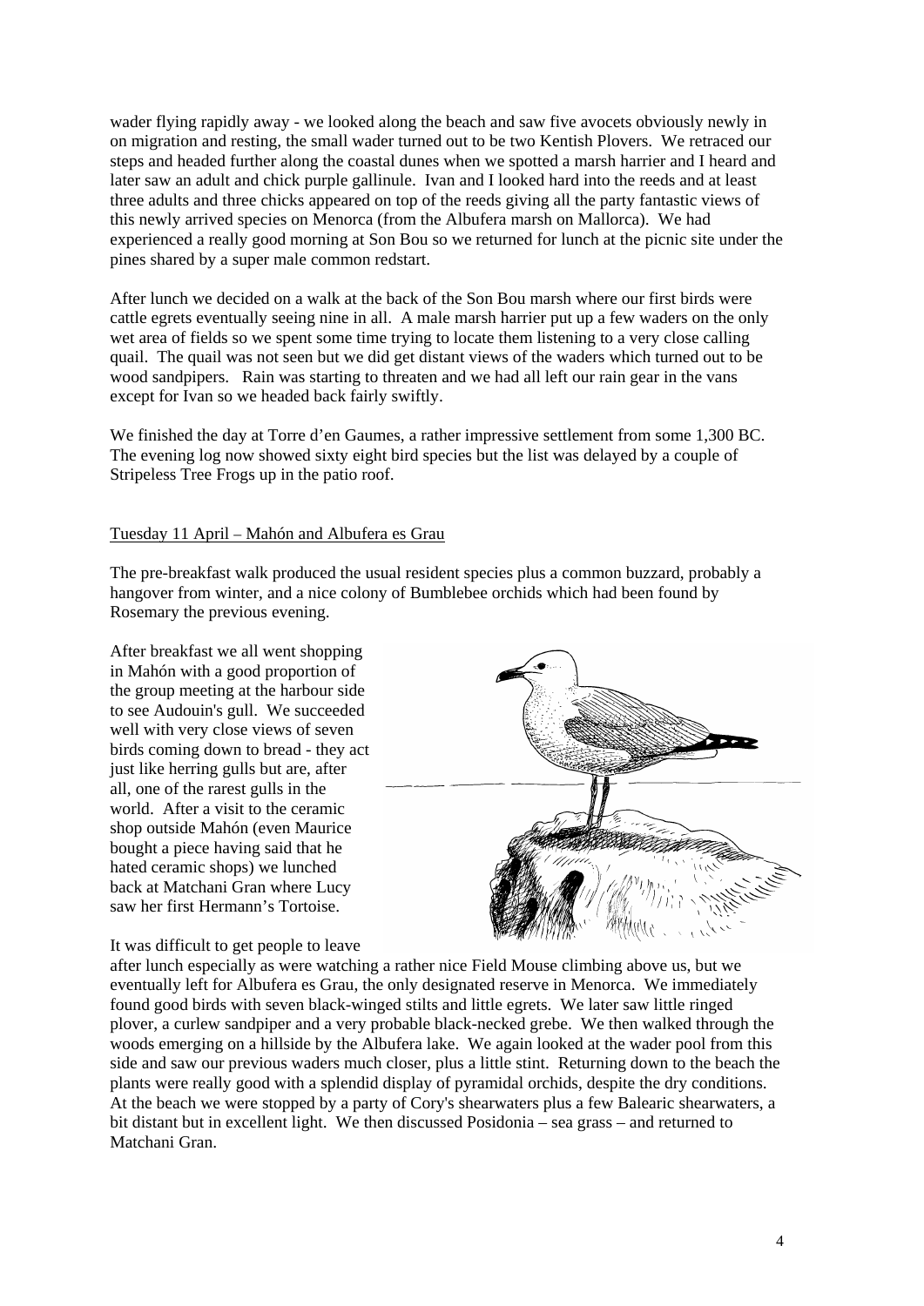wader flying rapidly away - we looked along the beach and saw five avocets obviously newly in on migration and resting, the small wader turned out to be two Kentish Plovers. We retraced our steps and headed further along the coastal dunes when we spotted a marsh harrier and I heard and later saw an adult and chick purple gallinule. Ivan and I looked hard into the reeds and at least three adults and three chicks appeared on top of the reeds giving all the party fantastic views of this newly arrived species on Menorca (from the Albufera marsh on Mallorca). We had experienced a really good morning at Son Bou so we returned for lunch at the picnic site under the pines shared by a super male common redstart.

After lunch we decided on a walk at the back of the Son Bou marsh where our first birds were cattle egrets eventually seeing nine in all. A male marsh harrier put up a few waders on the only wet area of fields so we spent some time trying to locate them listening to a very close calling quail. The quail was not seen but we did get distant views of the waders which turned out to be wood sandpipers. Rain was starting to threaten and we had all left our rain gear in the vans except for Ivan so we headed back fairly swiftly.

We finished the day at Torre d'en Gaumes, a rather impressive settlement from some 1,300 BC. The evening log now showed sixty eight bird species but the list was delayed by a couple of Stripeless Tree Frogs up in the patio roof.

## Tuesday 11 April – Mahón and Albufera es Grau

The pre-breakfast walk produced the usual resident species plus a common buzzard, probably a hangover from winter, and a nice colony of Bumblebee orchids which had been found by Rosemary the previous evening.

After breakfast we all went shopping in Mahón with a good proportion of the group meeting at the harbour side to see Audouin's gull. We succeeded well with very close views of seven birds coming down to bread - they act just like herring gulls but are, after all, one of the rarest gulls in the world. After a visit to the ceramic shop outside Mahón (even Maurice bought a piece having said that he hated ceramic shops) we lunched back at Matchani Gran where Lucy saw her first Hermann's Tortoise.

It was difficult to get people to leave after lunch especially as were watching a rather nice Field Mouse climbing above us, but we eventually left for Albufera es Grau, the only designated reserve in Menorca. We immediately found good birds with seven black-winged stilts and little egrets. We later saw little ringed plover, a curlew sandpiper and a very probable black-necked grebe. We then walked through the woods emerging on a hillside by the Albufera lake. We again looked at the wader pool from this side and saw our previous waders much closer, plus a little stint. Returning down to the beach the plants were really good with a splendid display of pyramidal orchids, despite the dry conditions. At the beach we were stopped by a party of Cory's shearwaters plus a few Balearic shearwaters, a bit distant but in excellent light. We then discussed Posidonia – sea grass – and returned to Matchani Gran.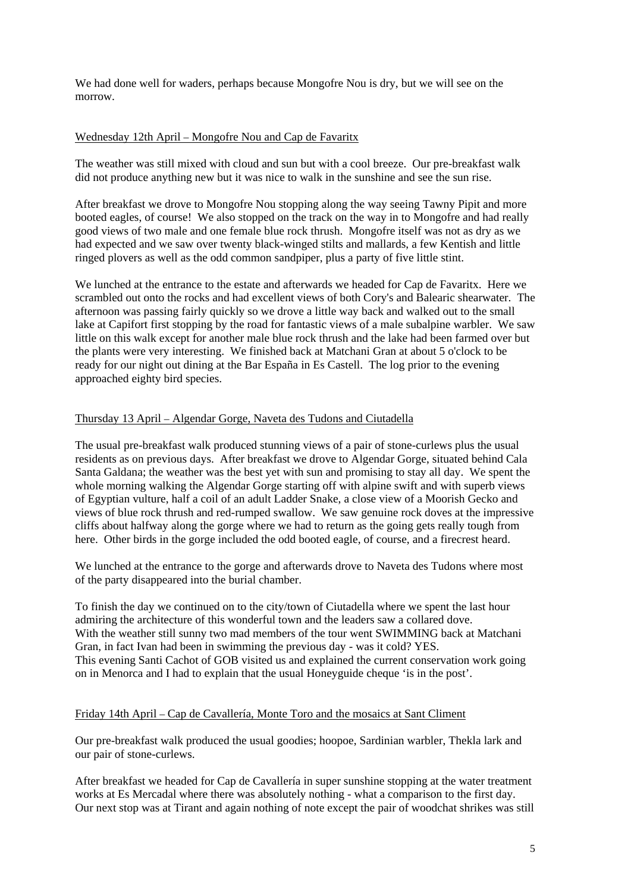We had done well for waders, perhaps because Mongofre Nou is dry, but we will see on the morrow.

## Wednesday 12th April – Mongofre Nou and Cap de Favaritx

The weather was still mixed with cloud and sun but with a cool breeze. Our pre-breakfast walk did not produce anything new but it was nice to walk in the sunshine and see the sun rise.

After breakfast we drove to Mongofre Nou stopping along the way seeing Tawny Pipit and more booted eagles, of course! We also stopped on the track on the way in to Mongofre and had really good views of two male and one female blue rock thrush. Mongofre itself was not as dry as we had expected and we saw over twenty black-winged stilts and mallards, a few Kentish and little ringed plovers as well as the odd common sandpiper, plus a party of five little stint.

We lunched at the entrance to the estate and afterwards we headed for Cap de Favaritx. Here we scrambled out onto the rocks and had excellent views of both Cory's and Balearic shearwater. The afternoon was passing fairly quickly so we drove a little way back and walked out to the small lake at Capifort first stopping by the road for fantastic views of a male subalpine warbler. We saw little on this walk except for another male blue rock thrush and the lake had been farmed over but the plants were very interesting. We finished back at Matchani Gran at about 5 o'clock to be ready for our night out dining at the Bar España in Es Castell. The log prior to the evening approached eighty bird species.

## Thursday 13 April – Algendar Gorge, Naveta des Tudons and Ciutadella

The usual pre-breakfast walk produced stunning views of a pair of stone-curlews plus the usual residents as on previous days. After breakfast we drove to Algendar Gorge, situated behind Cala Santa Galdana; the weather was the best yet with sun and promising to stay all day. We spent the whole morning walking the Algendar Gorge starting off with alpine swift and with superb views of Egyptian vulture, half a coil of an adult Ladder Snake, a close view of a Moorish Gecko and views of blue rock thrush and red-rumped swallow. We saw genuine rock doves at the impressive cliffs about halfway along the gorge where we had to return as the going gets really tough from here. Other birds in the gorge included the odd booted eagle, of course, and a firecrest heard.

We lunched at the entrance to the gorge and afterwards drove to Naveta des Tudons where most of the party disappeared into the burial chamber.

To finish the day we continued on to the city/town of Ciutadella where we spent the last hour admiring the architecture of this wonderful town and the leaders saw a collared dove.
With the weather still sunny two mad members of the tour went SWIMMING back at Matchani Gran, in fact Ivan had been in swimming the previous day - was it cold? YES.
This evening Santi Cachot of GOB visited us and explained the current conservation work going on in Menorca and I had to explain that the usual Honeyguide cheque 'is in the post'.

## Friday 14th April – Cap de Cavallería, Monte Toro and the mosaics at Sant Climent

Our pre-breakfast walk produced the usual goodies; hoopoe, Sardinian warbler, Thekla lark and our pair of stone-curlews.

After breakfast we headed for Cap de Cavallería in super sunshine stopping at the water treatment works at Es Mercadal where there was absolutely nothing - what a comparison to the first day. Our next stop was at Tirant and again nothing of note except the pair of woodchat shrikes was still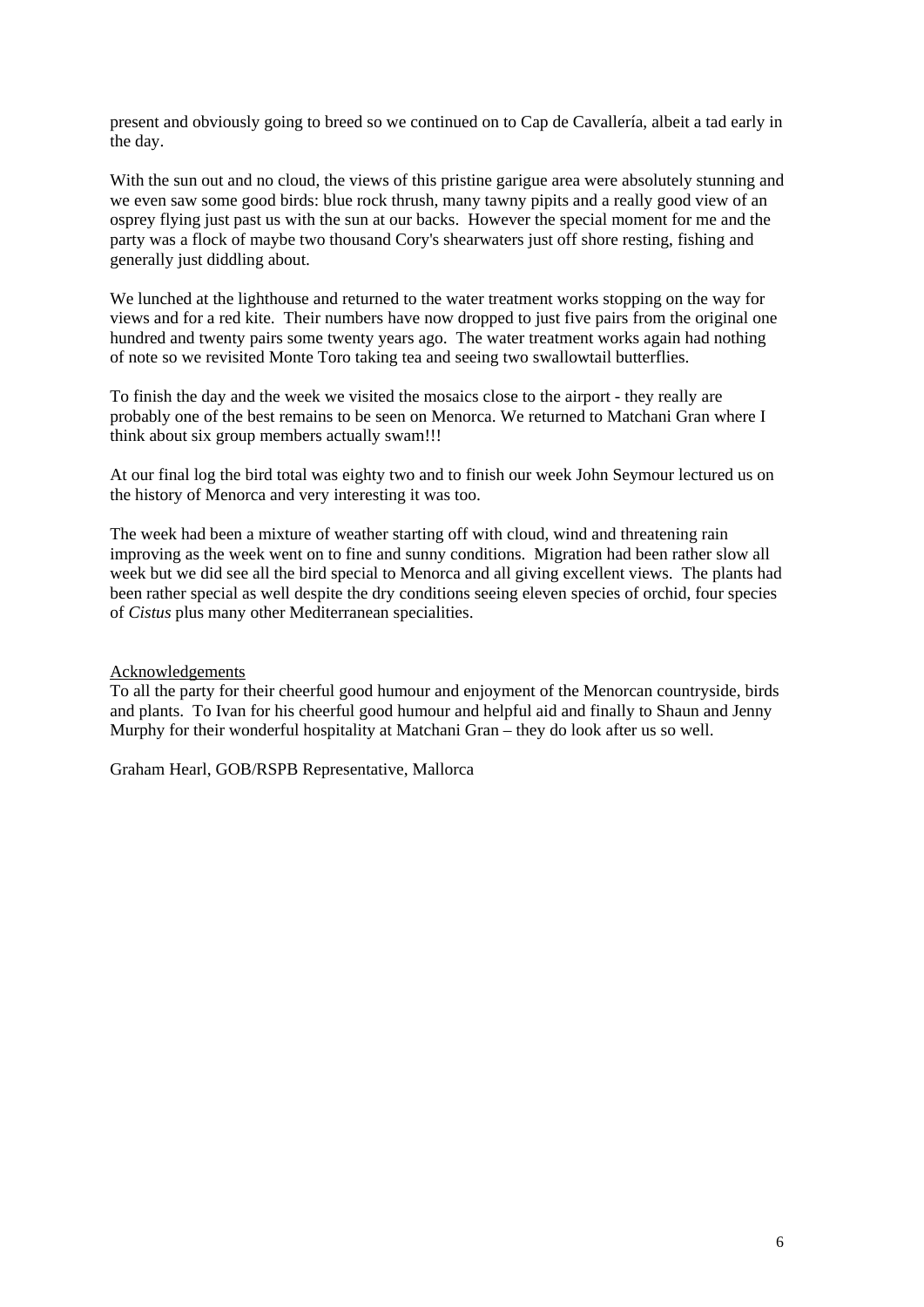present and obviously going to breed so we continued on to Cap de Cavallería, albeit a tad early in the day.

With the sun out and no cloud, the views of this pristine garigue area were absolutely stunning and we even saw some good birds: blue rock thrush, many tawny pipits and a really good view of an osprey flying just past us with the sun at our backs. However the special moment for me and the party was a flock of maybe two thousand Cory's shearwaters just off shore resting, fishing and generally just diddling about.

We lunched at the lighthouse and returned to the water treatment works stopping on the way for views and for a red kite. Their numbers have now dropped to just five pairs from the original one hundred and twenty pairs some twenty years ago. The water treatment works again had nothing of note so we revisited Monte Toro taking tea and seeing two swallowtail butterflies.

To finish the day and the week we visited the mosaics close to the airport - they really are probably one of the best remains to be seen on Menorca. We returned to Matchani Gran where I think about six group members actually swam!!!

At our final log the bird total was eighty two and to finish our week John Seymour lectured us on the history of Menorca and very interesting it was too.

The week had been a mixture of weather starting off with cloud, wind and threatening rain improving as the week went on to fine and sunny conditions. Migration had been rather slow all week but we did see all the bird special to Menorca and all giving excellent views. The plants had been rather special as well despite the dry conditions seeing eleven species of orchid, four species of *Cistus* plus many other Mediterranean specialities.

<u>Acknowledgements</u>

To all the party for their cheerful good humour and enjoyment of the Menorcan countryside, birds and plants. To Ivan for his cheerful good humour and helpful aid and finally to Shaun and Jenny Murphy for their wonderful hospitality at Matchani Gran – they do look after us so well.

Graham Hearl, GOB/RSPB Representative, Mallorca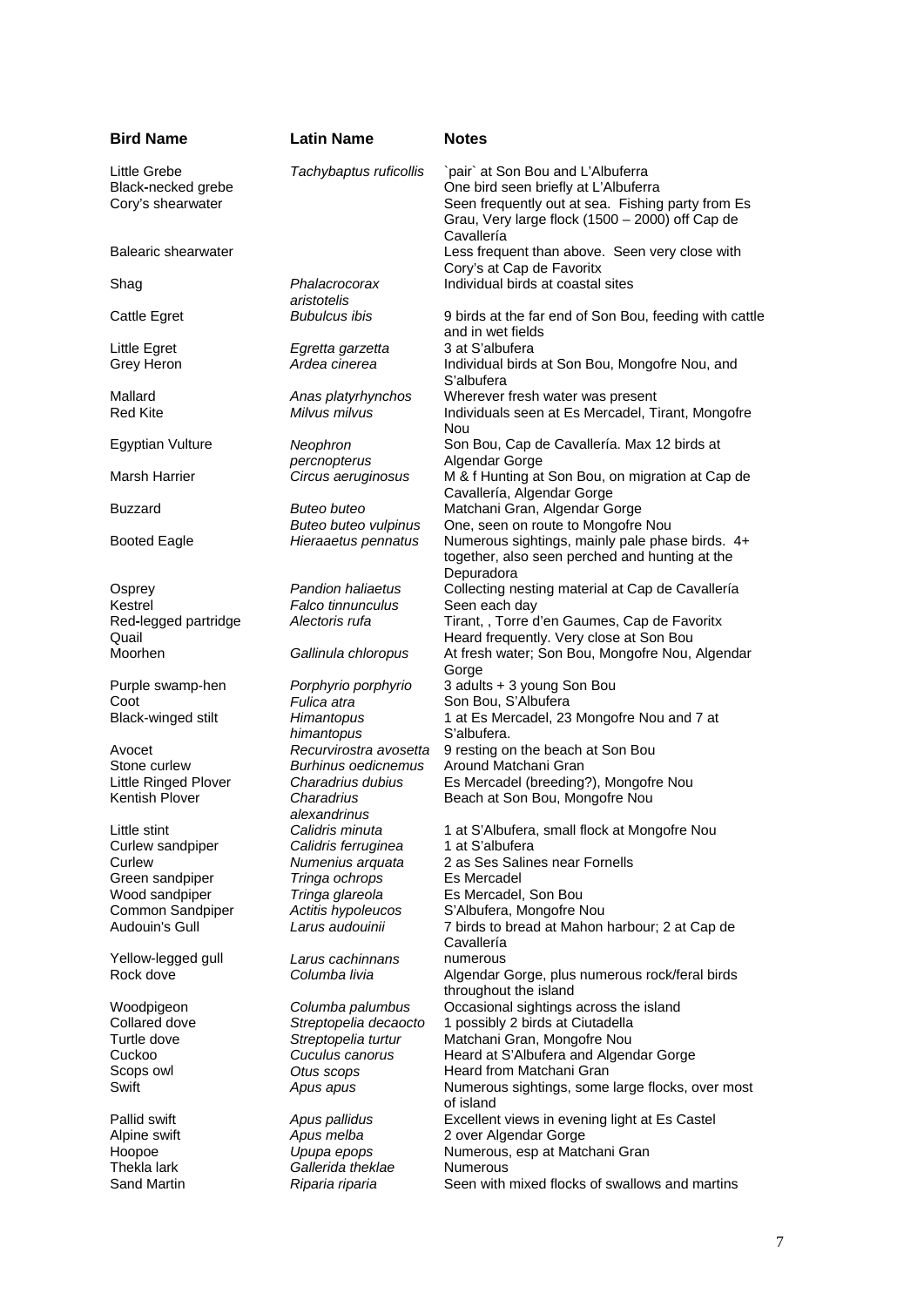| Bird Name | Latin Name | Notes |
|---|---|---|
| Little Grebe | *Tachybaptus ruficollis* | `pair` at Son Bou and L'Albuferra |
| Black-necked grebe | | One bird seen briefly at L'Albuferra |
| Cory's shearwater | | Seen frequently out at sea. Fishing party from Es Grau, Very large flock (1500 – 2000) off Cap de Cavallería |
| Balearic shearwater | | Less frequent than above. Seen very close with Cory's at Cap de Favoritx |
| Shag | *Phalacrocorax aristotelis* | Individual birds at coastal sites |
| Cattle Egret | *Bubulcus ibis* | 9 birds at the far end of Son Bou, feeding with cattle and in wet fields |
| Little Egret | *Egretta garzetta* | 3 at S'albufera |
| Grey Heron | *Ardea cinerea* | Individual birds at Son Bou, Mongofre Nou, and S'albufera |
| Mallard | *Anas platyrhynchos* | Wherever fresh water was present |
| Red Kite | *Milvus milvus* | Individuals seen at Es Mercadel, Tirant, Mongofre Nou |
| Egyptian Vulture | *Neophron percnopterus* | Son Bou, Cap de Cavallería. Max 12 birds at Algendar Gorge |
| Marsh Harrier | *Circus aeruginosus* | M & f Hunting at Son Bou, on migration at Cap de Cavallería, Algendar Gorge |
| Buzzard | *Buteo buteo* | Matchani Gran, Algendar Gorge |
| | *Buteo buteo vulpinus* | One, seen on route to Mongofre Nou |
| Booted Eagle | *Hieraaetus pennatus* | Numerous sightings, mainly pale phase birds. 4+ together, also seen perched and hunting at the Depuradora |
| Osprey | *Pandion haliaetus* | Collecting nesting material at Cap de Cavallería |
| Kestrel | *Falco tinnunculus* | Seen each day |
| Red-legged partridge | *Alectoris rufa* | Tirant, , Torre d'en Gaumes, Cap de Favoritx |
| Quail | | Heard frequently. Very close at Son Bou |
| Moorhen | *Gallinula chloropus* | At fresh water; Son Bou, Mongofre Nou, Algendar Gorge |
| Purple swamp-hen | *Porphyrio porphyrio* | 3 adults + 3 young Son Bou |
| Coot | *Fulica atra* | Son Bou, S'Albufera |
| Black-winged stilt | *Himantopus himantopus* | 1 at Es Mercadel, 23 Mongofre Nou and 7 at S'albufera. |
| Avocet | *Recurvirostra avosetta* | 9 resting on the beach at Son Bou |
| Stone curlew | *Burhinus oedicnemus* | Around Matchani Gran |
| Little Ringed Plover | *Charadrius dubius* | Es Mercadel (breeding?), Mongofre Nou |
| Kentish Plover | *Charadrius alexandrinus* | Beach at Son Bou, Mongofre Nou |
| Little stint | *Calidris minuta* | 1 at S'Albufera, small flock at Mongofre Nou |
| Curlew sandpiper | *Calidris ferruginea* | 1 at S'albufera |
| Curlew | *Numenius arquata* | 2 as Ses Salines near Fornells |
| Green sandpiper | *Tringa ochrops* | Es Mercadel |
| Wood sandpiper | *Tringa glareola* | Es Mercadel, Son Bou |
| Common Sandpiper | *Actitis hypoleucos* | S'Albufera, Mongofre Nou |
| Audouin's Gull | *Larus audouinii* | 7 birds to bread at Mahon harbour; 2 at Cap de Cavallería |
| Yellow-legged gull | *Larus cachinnans* | numerous |
| Rock dove | *Columba livia* | Algendar Gorge, plus numerous rock/feral birds throughout the island |
| Woodpigeon | *Columba palumbus* | Occasional sightings across the island |
| Collared dove | *Streptopelia decaocto* | 1 possibly 2 birds at Ciutadella |
| Turtle dove | *Streptopelia turtur* | Matchani Gran, Mongofre Nou |
| Cuckoo | *Cuculus canorus* | Heard at S'Albufera and Algendar Gorge |
| Scops owl | *Otus scops* | Heard from Matchani Gran |
| Swift | *Apus apus* | Numerous sightings, some large flocks, over most of island |
| Pallid swift | *Apus pallidus* | Excellent views in evening light at Es Castel |
| Alpine swift | *Apus melba* | 2 over Algendar Gorge |
| Hoopoe | *Upupa epops* | Numerous, esp at Matchani Gran |
| Thekla lark | *Gallerida theklae* | Numerous |
| Sand Martin | *Riparia riparia* | Seen with mixed flocks of swallows and martins |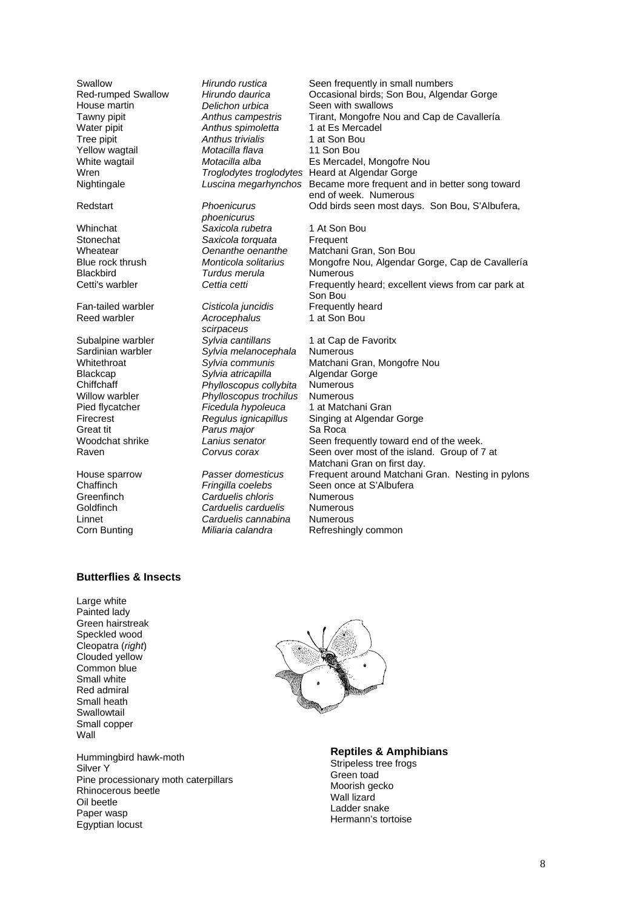| | | |
|---|---|---|
| Swallow | *Hirundo rustica* | Seen frequently in small numbers |
| Red-rumped Swallow | *Hirundo daurica* | Occasional birds; Son Bou, Algendar Gorge |
| House martin | *Delichon urbica* | Seen with swallows |
| Tawny pipit | *Anthus campestris* | Tirant, Mongofre Nou and Cap de Cavallería |
| Water pipit | *Anthus spimoletta* | 1 at Es Mercadel |
| Tree pipit | *Anthus trivialis* | 1 at Son Bou |
| Yellow wagtail | *Motacilla flava* | 11 Son Bou |
| White wagtail | *Motacilla alba* | Es Mercadel, Mongofre Nou |
| Wren | *Troglodytes troglodytes* | Heard at Algendar Gorge |
| Nightingale | *Luscina megarhynchos* | Became more frequent and in better song toward end of week. Numerous |
| Redstart | *Phoenicurus phoenicurus* | Odd birds seen most days. Son Bou, S'Albufera, |
| Whinchat | *Saxicola rubetra* | 1 At Son Bou |
| Stonechat | *Saxicola torquata* | Frequent |
| Wheatear | *Oenanthe oenanthe* | Matchani Gran, Son Bou |
| Blue rock thrush | *Monticola solitarius* | Mongofre Nou, Algendar Gorge, Cap de Cavallería |
| Blackbird | *Turdus merula* | Numerous |
| Cetti's warbler | *Cettia cetti* | Frequently heard; excellent views from car park at Son Bou |
| Fan-tailed warbler | *Cisticola juncidis* | Frequently heard |
| Reed warbler | *Acrocephalus scirpaceus* | 1 at Son Bou |
| Subalpine warbler | *Sylvia cantillans* | 1 at Cap de Favoritx |
| Sardinian warbler | *Sylvia melanocephala* | Numerous |
| Whitethroat | *Sylvia communis* | Matchani Gran, Mongofre Nou |
| Blackcap | *Sylvia atricapilla* | Algendar Gorge |
| Chiffchaff | *Phylloscopus collybita* | Numerous |
| Willow warbler | *Phylloscopus trochilus* | Numerous |
| Pied flycatcher | *Ficedula hypoleuca* | 1 at Matchani Gran |
| Firecrest | *Regulus ignicapillus* | Singing at Algendar Gorge |
| Great tit | *Parus major* | Sa Roca |
| Woodchat shrike | *Lanius senator* | Seen frequently toward end of the week. |
| Raven | *Corvus corax* | Seen over most of the island. Group of 7 at Matchani Gran on first day. |
| House sparrow | *Passer domesticus* | Frequent around Matchani Gran. Nesting in pylons |
| Chaffinch | *Fringilla coelebs* | Seen once at S'Albufera |
| Greenfinch | *Carduelis chloris* | Numerous |
| Goldfinch | *Carduelis carduelis* | Numerous |
| Linnet | *Carduelis cannabina* | Numerous |
| Corn Bunting | *Miliaria calandra* | Refreshingly common |

## Butterflies & Insects

Large white
Painted lady
Green hairstreak
Speckled wood
Cleopatra (*right*)
Clouded yellow
Common blue
Small white
Red admiral
Small heath
Swallowtail
Small copper
Wall

Hummingbird hawk-moth
Silver Y
Pine processionary moth caterpillars
Rhinocerous beetle
Oil beetle
Paper wasp
Egyptian locust

## Reptiles & Amphibians

Stripeless tree frogs
Green toad
Moorish gecko
Wall lizard
Ladder snake
Hermann's tortoise